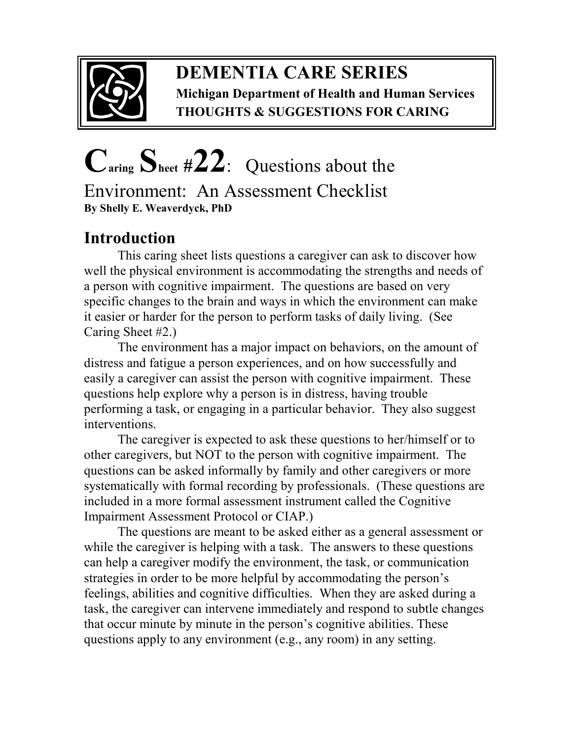# DEMENTIA CARE SERIES

**Michigan Department of Health and Human Services**
**THOUGHTS & SUGGESTIONS FOR CARING**

# Caring Sheet #22: Questions about the Environment: An Assessment Checklist

**By Shelly E. Weaverdyck, PhD**

## Introduction

This caring sheet lists questions a caregiver can ask to discover how well the physical environment is accommodating the strengths and needs of a person with cognitive impairment. The questions are based on very specific changes to the brain and ways in which the environment can make it easier or harder for the person to perform tasks of daily living. (See Caring Sheet #2.)

The environment has a major impact on behaviors, on the amount of distress and fatigue a person experiences, and on how successfully and easily a caregiver can assist the person with cognitive impairment. These questions help explore why a person is in distress, having trouble performing a task, or engaging in a particular behavior. They also suggest interventions.

The caregiver is expected to ask these questions to her/himself or to other caregivers, but NOT to the person with cognitive impairment. The questions can be asked informally by family and other caregivers or more systematically with formal recording by professionals. (These questions are included in a more formal assessment instrument called the Cognitive Impairment Assessment Protocol or CIAP.)

The questions are meant to be asked either as a general assessment or while the caregiver is helping with a task. The answers to these questions can help a caregiver modify the environment, the task, or communication strategies in order to be more helpful by accommodating the person's feelings, abilities and cognitive difficulties. When they are asked during a task, the caregiver can intervene immediately and respond to subtle changes that occur minute by minute in the person's cognitive abilities. These questions apply to any environment (e.g., any room) in any setting.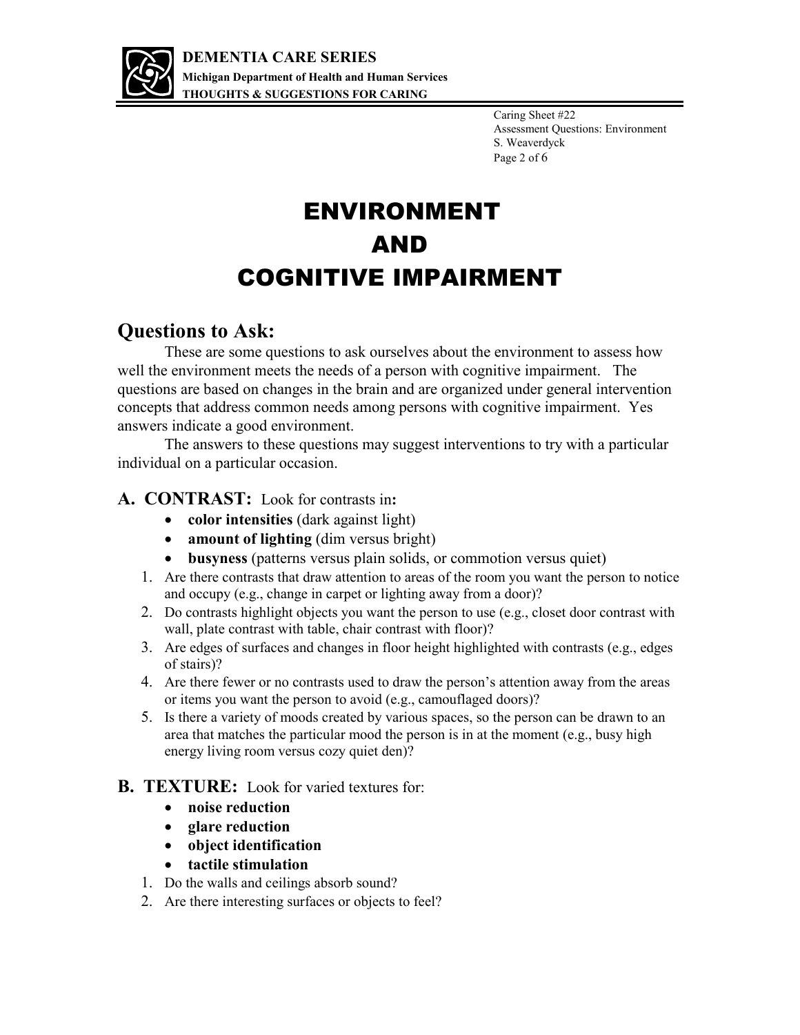# ENVIRONMENT AND COGNITIVE IMPAIRMENT

## Questions to Ask:

These are some questions to ask ourselves about the environment to assess how well the environment meets the needs of a person with cognitive impairment. The questions are based on changes in the brain and are organized under general intervention concepts that address common needs among persons with cognitive impairment. Yes answers indicate a good environment.

The answers to these questions may suggest interventions to try with a particular individual on a particular occasion.

### A. CONTRAST: Look for contrasts in:

- **color intensities** (dark against light)
- **amount of lighting** (dim versus bright)
- **busyness** (patterns versus plain solids, or commotion versus quiet)

1. Are there contrasts that draw attention to areas of the room you want the person to notice and occupy (e.g., change in carpet or lighting away from a door)?
2. Do contrasts highlight objects you want the person to use (e.g., closet door contrast with wall, plate contrast with table, chair contrast with floor)?
3. Are edges of surfaces and changes in floor height highlighted with contrasts (e.g., edges of stairs)?
4. Are there fewer or no contrasts used to draw the person's attention away from the areas or items you want the person to avoid (e.g., camouflaged doors)?
5. Is there a variety of moods created by various spaces, so the person can be drawn to an area that matches the particular mood the person is in at the moment (e.g., busy high energy living room versus cozy quiet den)?

### B. TEXTURE: Look for varied textures for:

- **noise reduction**
- **glare reduction**
- **object identification**
- **tactile stimulation**

1. Do the walls and ceilings absorb sound?
2. Are there interesting surfaces or objects to feel?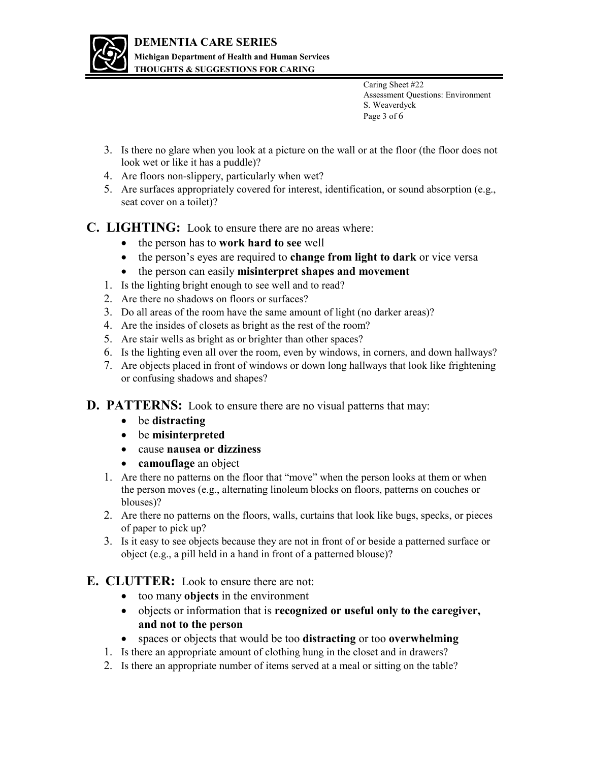3. Is there no glare when you look at a picture on the wall or at the floor (the floor does not look wet or like it has a puddle)?
4. Are floors non-slippery, particularly when wet?
5. Are surfaces appropriately covered for interest, identification, or sound absorption (e.g., seat cover on a toilet)?

## C. LIGHTING: Look to ensure there are no areas where:

- the person has to **work hard to see** well
- the person's eyes are required to **change from light to dark** or vice versa
- the person can easily **misinterpret shapes and movement**

1. Is the lighting bright enough to see well and to read?
2. Are there no shadows on floors or surfaces?
3. Do all areas of the room have the same amount of light (no darker areas)?
4. Are the insides of closets as bright as the rest of the room?
5. Are stair wells as bright as or brighter than other spaces?
6. Is the lighting even all over the room, even by windows, in corners, and down hallways?
7. Are objects placed in front of windows or down long hallways that look like frightening or confusing shadows and shapes?

## D. PATTERNS: Look to ensure there are no visual patterns that may:

- be **distracting**
- be **misinterpreted**
- cause **nausea or dizziness**
- **camouflage** an object

1. Are there no patterns on the floor that "move" when the person looks at them or when the person moves (e.g., alternating linoleum blocks on floors, patterns on couches or blouses)?
2. Are there no patterns on the floors, walls, curtains that look like bugs, specks, or pieces of paper to pick up?
3. Is it easy to see objects because they are not in front of or beside a patterned surface or object (e.g., a pill held in a hand in front of a patterned blouse)?

## E. CLUTTER: Look to ensure there are not:

- too many **objects** in the environment
- objects or information that is **recognized or useful only to the caregiver, and not to the person**
- spaces or objects that would be too **distracting** or too **overwhelming**

1. Is there an appropriate amount of clothing hung in the closet and in drawers?
2. Is there an appropriate number of items served at a meal or sitting on the table?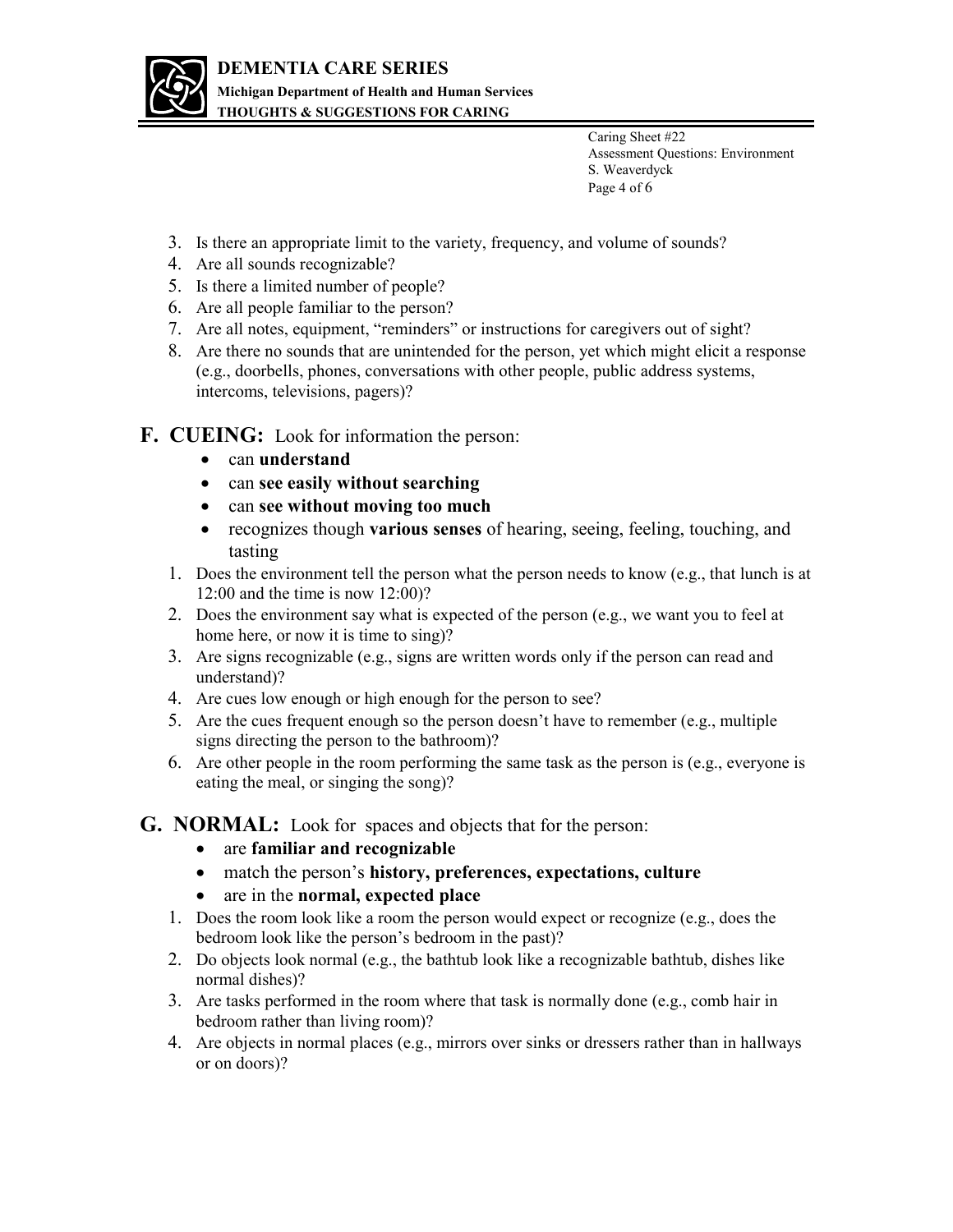3. Is there an appropriate limit to the variety, frequency, and volume of sounds?
4. Are all sounds recognizable?
5. Is there a limited number of people?
6. Are all people familiar to the person?
7. Are all notes, equipment, "reminders" or instructions for caregivers out of sight?
8. Are there no sounds that are unintended for the person, yet which might elicit a response (e.g., doorbells, phones, conversations with other people, public address systems, intercoms, televisions, pagers)?

## F. CUEING: Look for information the person:

- can **understand**
- can **see easily without searching**
- can **see without moving too much**
- recognizes though **various senses** of hearing, seeing, feeling, touching, and tasting

1. Does the environment tell the person what the person needs to know (e.g., that lunch is at 12:00 and the time is now 12:00)?
2. Does the environment say what is expected of the person (e.g., we want you to feel at home here, or now it is time to sing)?
3. Are signs recognizable (e.g., signs are written words only if the person can read and understand)?
4. Are cues low enough or high enough for the person to see?
5. Are the cues frequent enough so the person doesn't have to remember (e.g., multiple signs directing the person to the bathroom)?
6. Are other people in the room performing the same task as the person is (e.g., everyone is eating the meal, or singing the song)?

## G. NORMAL: Look for spaces and objects that for the person:

- are **familiar and recognizable**
- match the person's **history, preferences, expectations, culture**
- are in the **normal, expected place**

1. Does the room look like a room the person would expect or recognize (e.g., does the bedroom look like the person's bedroom in the past)?
2. Do objects look normal (e.g., the bathtub look like a recognizable bathtub, dishes like normal dishes)?
3. Are tasks performed in the room where that task is normally done (e.g., comb hair in bedroom rather than living room)?
4. Are objects in normal places (e.g., mirrors over sinks or dressers rather than in hallways or on doors)?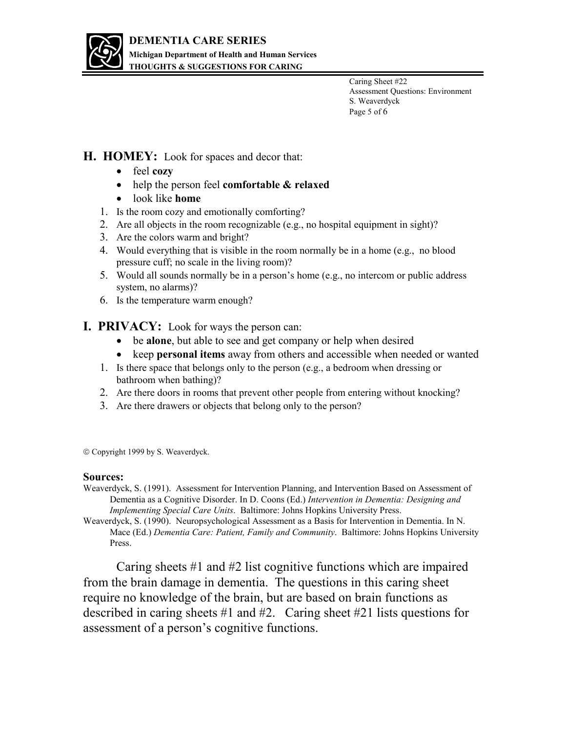## H. HOMEY: Look for spaces and decor that:

- feel **cozy**
- help the person feel **comfortable & relaxed**
- look like **home**

1. Is the room cozy and emotionally comforting?
2. Are all objects in the room recognizable (e.g., no hospital equipment in sight)?
3. Are the colors warm and bright?
4. Would everything that is visible in the room normally be in a home (e.g., no blood pressure cuff; no scale in the living room)?
5. Would all sounds normally be in a person's home (e.g., no intercom or public address system, no alarms)?
6. Is the temperature warm enough?

## I. PRIVACY: Look for ways the person can:

- be **alone**, but able to see and get company or help when desired
- keep **personal items** away from others and accessible when needed or wanted

1. Is there space that belongs only to the person (e.g., a bedroom when dressing or bathroom when bathing)?
2. Are there doors in rooms that prevent other people from entering without knocking?
3. Are there drawers or objects that belong only to the person?

© Copyright 1999 by S. Weaverdyck.

**Sources:**

Weaverdyck, S. (1991). Assessment for Intervention Planning, and Intervention Based on Assessment of Dementia as a Cognitive Disorder. In D. Coons (Ed.) *Intervention in Dementia: Designing and Implementing Special Care Units*. Baltimore: Johns Hopkins University Press.

Weaverdyck, S. (1990). Neuropsychological Assessment as a Basis for Intervention in Dementia. In N. Mace (Ed.) *Dementia Care: Patient, Family and Community*. Baltimore: Johns Hopkins University Press.

Caring sheets #1 and #2 list cognitive functions which are impaired from the brain damage in dementia. The questions in this caring sheet require no knowledge of the brain, but are based on brain functions as described in caring sheets #1 and #2. Caring sheet #21 lists questions for assessment of a person's cognitive functions.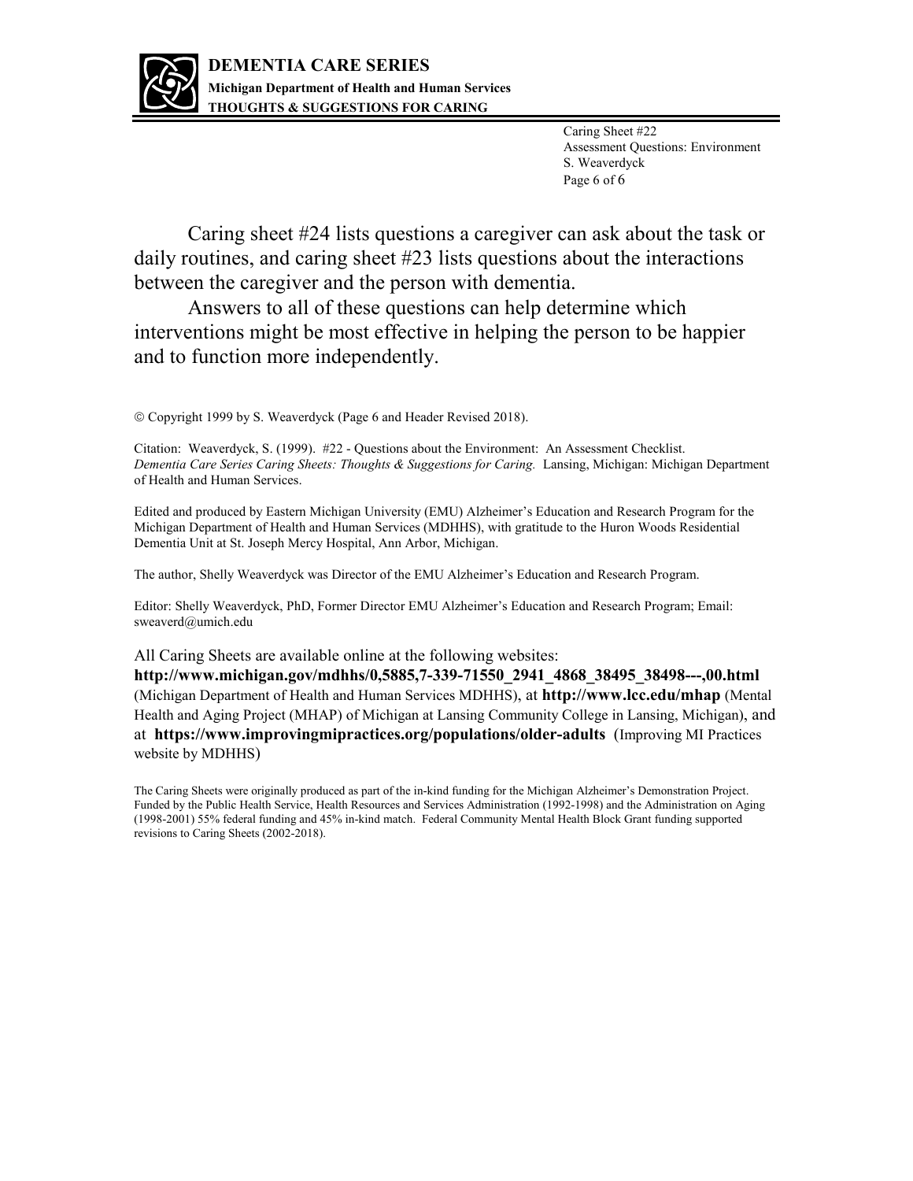Caring sheet #24 lists questions a caregiver can ask about the task or daily routines, and caring sheet #23 lists questions about the interactions between the caregiver and the person with dementia.

Answers to all of these questions can help determine which interventions might be most effective in helping the person to be happier and to function more independently.

© Copyright 1999 by S. Weaverdyck (Page 6 and Header Revised 2018).

Citation: Weaverdyck, S. (1999). #22 - Questions about the Environment: An Assessment Checklist. *Dementia Care Series Caring Sheets: Thoughts & Suggestions for Caring.* Lansing, Michigan: Michigan Department of Health and Human Services.

Edited and produced by Eastern Michigan University (EMU) Alzheimer's Education and Research Program for the Michigan Department of Health and Human Services (MDHHS), with gratitude to the Huron Woods Residential Dementia Unit at St. Joseph Mercy Hospital, Ann Arbor, Michigan.

The author, Shelly Weaverdyck was Director of the EMU Alzheimer's Education and Research Program.

Editor: Shelly Weaverdyck, PhD, Former Director EMU Alzheimer's Education and Research Program; Email: sweaverd@umich.edu

All Caring Sheets are available online at the following websites: **http://www.michigan.gov/mdhhs/0,5885,7-339-71550_2941_4868_38495_38498---,00.html** (Michigan Department of Health and Human Services MDHHS), at **http://www.lcc.edu/mhap** (Mental Health and Aging Project (MHAP) of Michigan at Lansing Community College in Lansing, Michigan), and at **https://www.improvingmipractices.org/populations/older-adults** (Improving MI Practices website by MDHHS)

The Caring Sheets were originally produced as part of the in-kind funding for the Michigan Alzheimer's Demonstration Project. Funded by the Public Health Service, Health Resources and Services Administration (1992-1998) and the Administration on Aging (1998-2001) 55% federal funding and 45% in-kind match. Federal Community Mental Health Block Grant funding supported revisions to Caring Sheets (2002-2018).